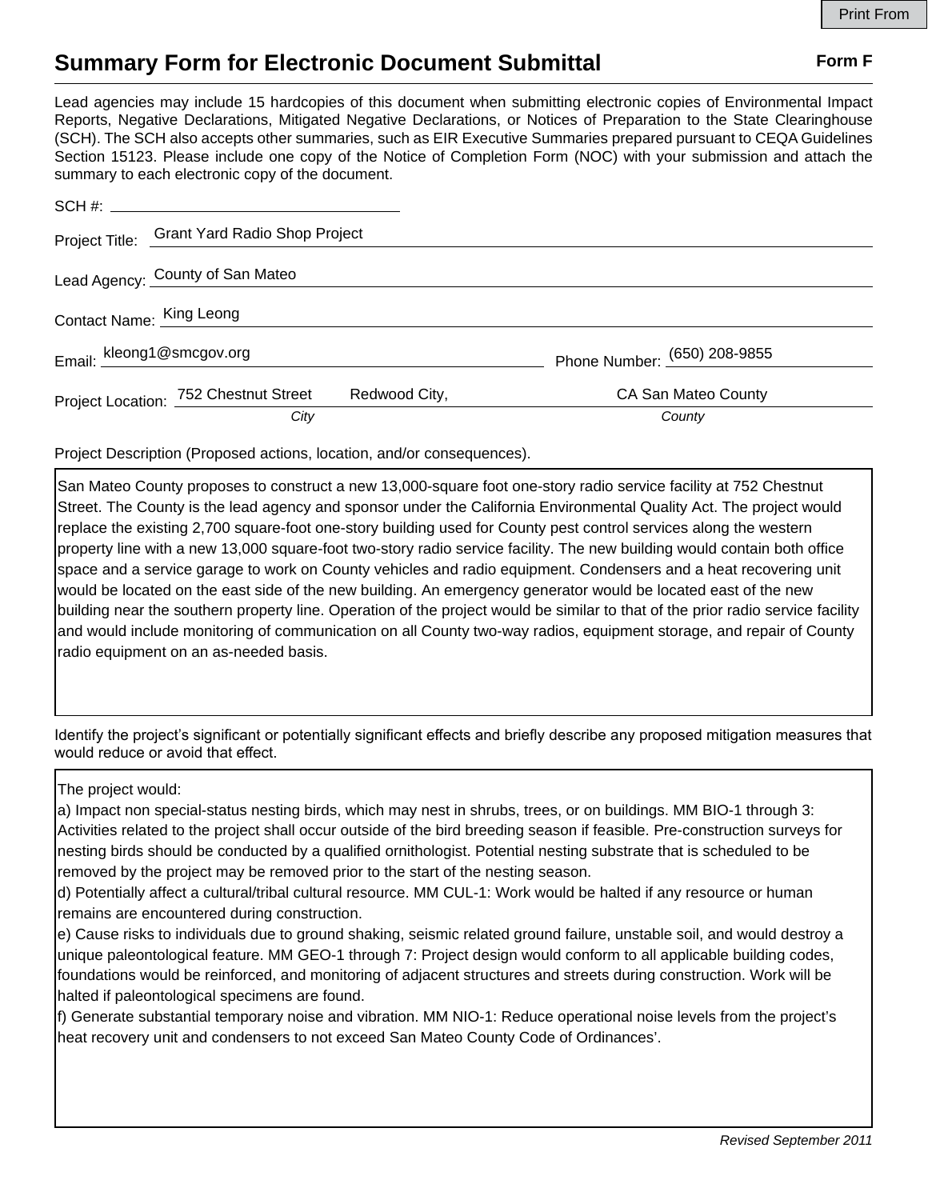# Summary Form for Electronic Document Submittal

**Form F**

Lead agencies may include 15 hardcopies of this document when submitting electronic copies of Environmental Impact Reports, Negative Declarations, Mitigated Negative Declarations, or Notices of Preparation to the State Clearinghouse (SCH). The SCH also accepts other summaries, such as EIR Executive Summaries prepared pursuant to CEQA Guidelines Section 15123. Please include one copy of the Notice of Completion Form (NOC) with your submission and attach the summary to each electronic copy of the document.

SCH #: ____________________

Project Title: Grant Yard Radio Shop Project

Lead Agency: County of San Mateo

Contact Name: King Leong

Email: kleong1@smcgov.org

Phone Number: (650) 208-9855

Project Location: 752 Chestnut Street Redwood City, CA San Mateo County

*City* *County*

Project Description (Proposed actions, location, and/or consequences).

San Mateo County proposes to construct a new 13,000-square foot one-story radio service facility at 752 Chestnut Street. The County is the lead agency and sponsor under the California Environmental Quality Act. The project would replace the existing 2,700 square-foot one-story building used for County pest control services along the western property line with a new 13,000 square-foot two-story radio service facility. The new building would contain both office space and a service garage to work on County vehicles and radio equipment. Condensers and a heat recovering unit would be located on the east side of the new building. An emergency generator would be located east of the new building near the southern property line. Operation of the project would be similar to that of the prior radio service facility and would include monitoring of communication on all County two-way radios, equipment storage, and repair of County radio equipment on an as-needed basis.

Identify the project's significant or potentially significant effects and briefly describe any proposed mitigation measures that would reduce or avoid that effect.

The project would:

a) Impact non special-status nesting birds, which may nest in shrubs, trees, or on buildings. MM BIO-1 through 3: Activities related to the project shall occur outside of the bird breeding season if feasible. Pre-construction surveys for nesting birds should be conducted by a qualified ornithologist. Potential nesting substrate that is scheduled to be removed by the project may be removed prior to the start of the nesting season.

d) Potentially affect a cultural/tribal cultural resource. MM CUL-1: Work would be halted if any resource or human remains are encountered during construction.

e) Cause risks to individuals due to ground shaking, seismic related ground failure, unstable soil, and would destroy a unique paleontological feature. MM GEO-1 through 7: Project design would conform to all applicable building codes, foundations would be reinforced, and monitoring of adjacent structures and streets during construction. Work will be halted if paleontological specimens are found.

f) Generate substantial temporary noise and vibration. MM NIO-1: Reduce operational noise levels from the project's heat recovery unit and condensers to not exceed San Mateo County Code of Ordinances'.

*Revised September 2011*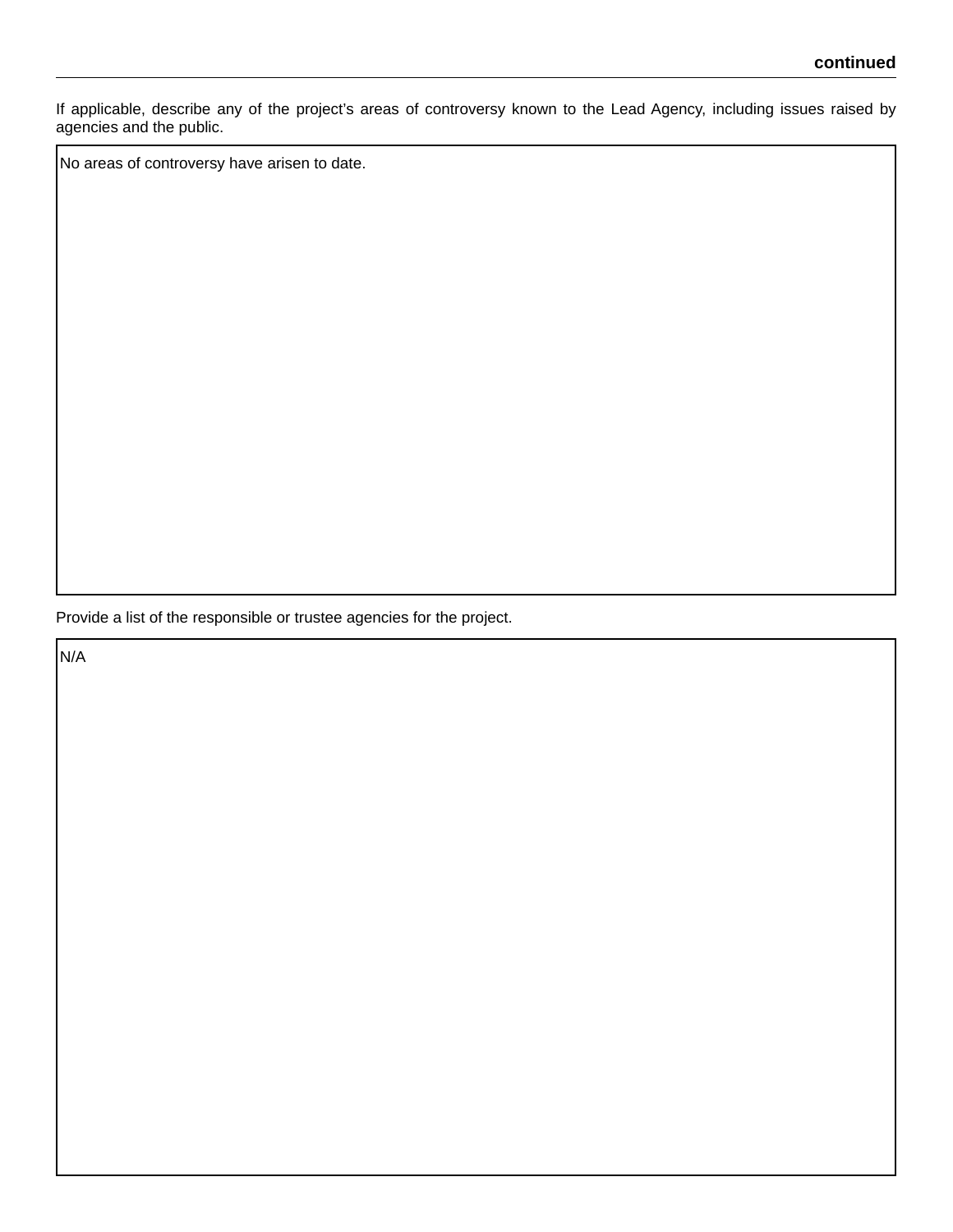**continued**

If applicable, describe any of the project's areas of controversy known to the Lead Agency, including issues raised by agencies and the public.

No areas of controversy have arisen to date.

Provide a list of the responsible or trustee agencies for the project.

N/A